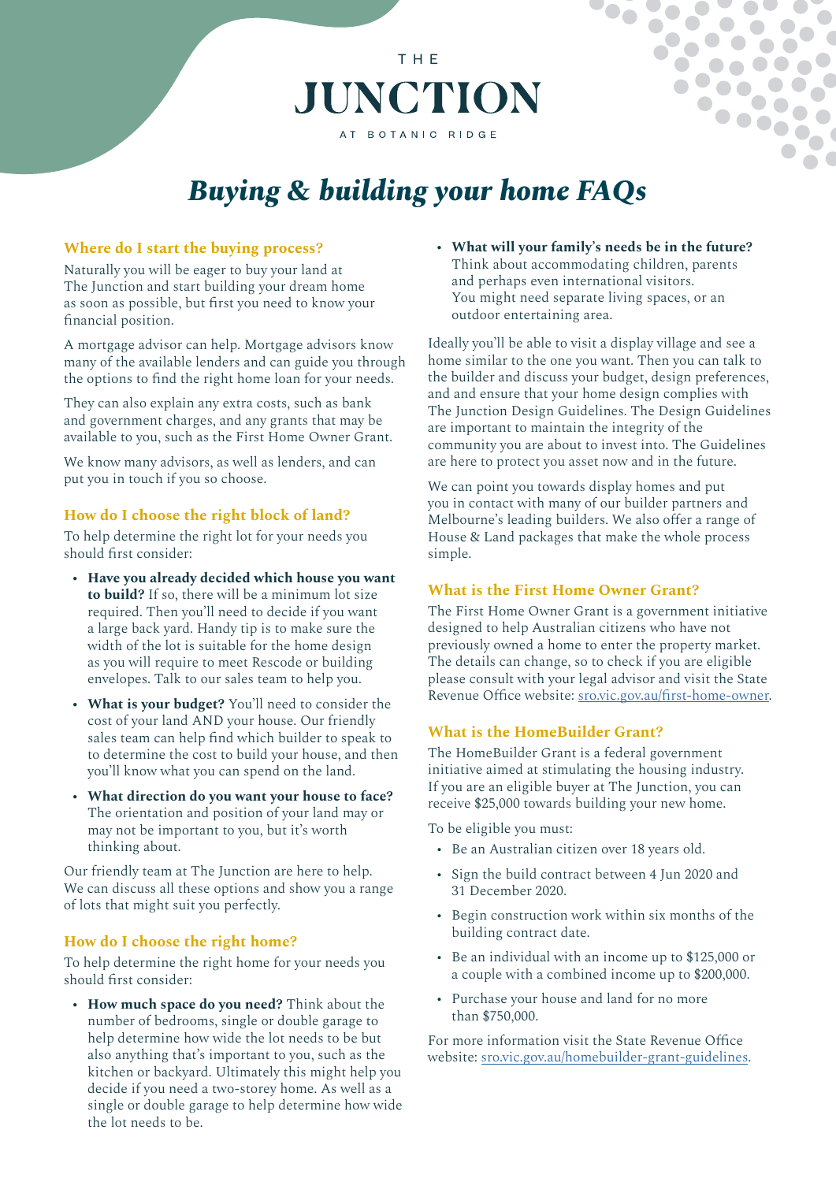# THE JUNCTION AT BOTANIC RIDGE

# *Buying & building your home FAQs*

## Where do I start the buying process?

Naturally you will be eager to buy your land at The Junction and start building your dream home as soon as possible, but first you need to know your financial position.

A mortgage advisor can help. Mortgage advisors know many of the available lenders and can guide you through the options to find the right home loan for your needs.

They can also explain any extra costs, such as bank and government charges, and any grants that may be available to you, such as the First Home Owner Grant.

We know many advisors, as well as lenders, and can put you in touch if you so choose.

## How do I choose the right block of land?

To help determine the right lot for your needs you should first consider:

- **Have you already decided which house you want to build?** If so, there will be a minimum lot size required. Then you'll need to decide if you want a large back yard. Handy tip is to make sure the width of the lot is suitable for the home design as you will require to meet Rescode or building envelopes. Talk to our sales team to help you.
- **What is your budget?** You'll need to consider the cost of your land AND your house. Our friendly sales team can help find which builder to speak to to determine the cost to build your house, and then you'll know what you can spend on the land.
- **What direction do you want your house to face?** The orientation and position of your land may or may not be important to you, but it's worth thinking about.

Our friendly team at The Junction are here to help. We can discuss all these options and show you a range of lots that might suit you perfectly.

## How do I choose the right home?

To help determine the right home for your needs you should first consider:

- **How much space do you need?** Think about the number of bedrooms, single or double garage to help determine how wide the lot needs to be but also anything that's important to you, such as the kitchen or backyard. Ultimately this might help you decide if you need a two-storey home. As well as a single or double garage to help determine how wide the lot needs to be.
- **What will your family's needs be in the future?** Think about accommodating children, parents and perhaps even international visitors. You might need separate living spaces, or an outdoor entertaining area.

Ideally you'll be able to visit a display village and see a home similar to the one you want. Then you can talk to the builder and discuss your budget, design preferences, and and ensure that your home design complies with The Junction Design Guidelines. The Design Guidelines are important to maintain the integrity of the community you are about to invest into. The Guidelines are here to protect you asset now and in the future.

We can point you towards display homes and put you in contact with many of our builder partners and Melbourne's leading builders. We also offer a range of House & Land packages that make the whole process simple.

## What is the First Home Owner Grant?

The First Home Owner Grant is a government initiative designed to help Australian citizens who have not previously owned a home to enter the property market. The details can change, so to check if you are eligible please consult with your legal advisor and visit the State Revenue Office website: [sro.vic.gov.au/first-home-owner](sro.vic.gov.au/first-home-owner).

## What is the HomeBuilder Grant?

The HomeBuilder Grant is a federal government initiative aimed at stimulating the housing industry. If you are an eligible buyer at The Junction, you can receive $25,000 towards building your new home.

To be eligible you must:

- Be an Australian citizen over 18 years old.
- Sign the build contract between 4 Jun 2020 and 31 December 2020.
- Begin construction work within six months of the building contract date.
- Be an individual with an income up to $125,000 or a couple with a combined income up to $200,000.
- Purchase your house and land for no more than $750,000.

For more information visit the State Revenue Office website: [sro.vic.gov.au/homebuilder-grant-guidelines](sro.vic.gov.au/homebuilder-grant-guidelines).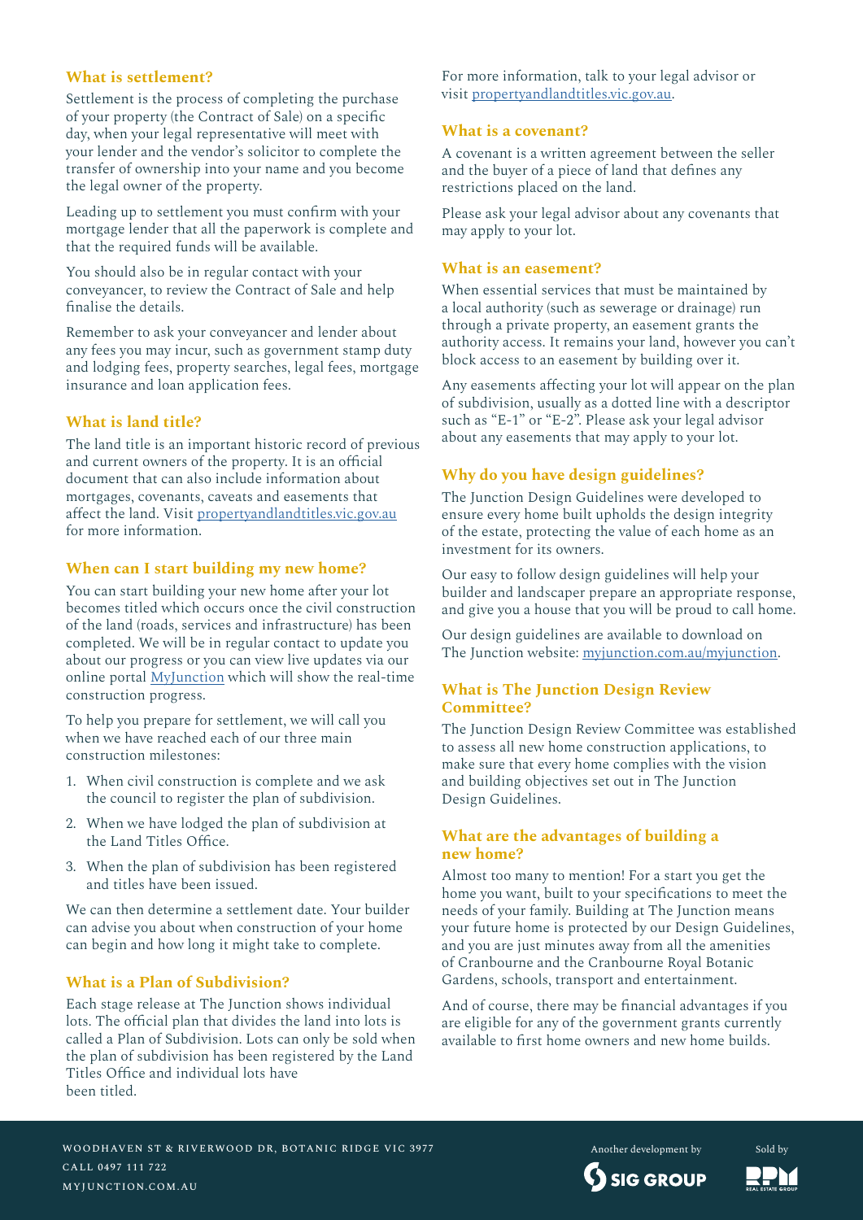### What is settlement?

Settlement is the process of completing the purchase of your property (the Contract of Sale) on a specific day, when your legal representative will meet with your lender and the vendor's solicitor to complete the transfer of ownership into your name and you become the legal owner of the property.

Leading up to settlement you must confirm with your mortgage lender that all the paperwork is complete and that the required funds will be available.

You should also be in regular contact with your conveyancer, to review the Contract of Sale and help finalise the details.

Remember to ask your conveyancer and lender about any fees you may incur, such as government stamp duty and lodging fees, property searches, legal fees, mortgage insurance and loan application fees.

### What is land title?

The land title is an important historic record of previous and current owners of the property. It is an official document that can also include information about mortgages, covenants, caveats and easements that affect the land. Visit [propertyandlandtitles.vic.gov.au](propertyandlandtitles.vic.gov.au) for more information.

### When can I start building my new home?

You can start building your new home after your lot becomes titled which occurs once the civil construction of the land (roads, services and infrastructure) has been completed. We will be in regular contact to update you about our progress or you can view live updates via our online portal [MyJunction](MyJunction) which will show the real-time construction progress.

To help you prepare for settlement, we will call you when we have reached each of our three main construction milestones:

1. When civil construction is complete and we ask the council to register the plan of subdivision.
2. When we have lodged the plan of subdivision at the Land Titles Office.
3. When the plan of subdivision has been registered and titles have been issued.

We can then determine a settlement date. Your builder can advise you about when construction of your home can begin and how long it might take to complete.

### What is a Plan of Subdivision?

Each stage release at The Junction shows individual lots. The official plan that divides the land into lots is called a Plan of Subdivision. Lots can only be sold when the plan of subdivision has been registered by the Land Titles Office and individual lots have been titled.

For more information, talk to your legal advisor or visit [propertyandlandtitles.vic.gov.au](propertyandlandtitles.vic.gov.au).

### What is a covenant?

A covenant is a written agreement between the seller and the buyer of a piece of land that defines any restrictions placed on the land.

Please ask your legal advisor about any covenants that may apply to your lot.

### What is an easement?

When essential services that must be maintained by a local authority (such as sewerage or drainage) run through a private property, an easement grants the authority access. It remains your land, however you can't block access to an easement by building over it.

Any easements affecting your lot will appear on the plan of subdivision, usually as a dotted line with a descriptor such as "E-1" or "E-2". Please ask your legal advisor about any easements that may apply to your lot.

### Why do you have design guidelines?

The Junction Design Guidelines were developed to ensure every home built upholds the design integrity of the estate, protecting the value of each home as an investment for its owners.

Our easy to follow design guidelines will help your builder and landscaper prepare an appropriate response, and give you a house that you will be proud to call home.

Our design guidelines are available to download on The Junction website: [myjunction.com.au/myjunction](myjunction.com.au/myjunction).

### What is The Junction Design Review Committee?

The Junction Design Review Committee was established to assess all new home construction applications, to make sure that every home complies with the vision and building objectives set out in The Junction Design Guidelines.

### What are the advantages of building a new home?

Almost too many to mention! For a start you get the home you want, built to your specifications to meet the needs of your family. Building at The Junction means your future home is protected by our Design Guidelines, and you are just minutes away from all the amenities of Cranbourne and the Cranbourne Royal Botanic Gardens, schools, transport and entertainment.

And of course, there may be financial advantages if you are eligible for any of the government grants currently available to first home owners and new home builds.

WOODHAVEN ST & RIVERWOOD DR, BOTANIC RIDGE VIC 3977
CALL 0497 111 722
MYJUNCTION.COM.AU

Another development by SIG GROUP

Sold by RPM REAL ESTATE GROUP